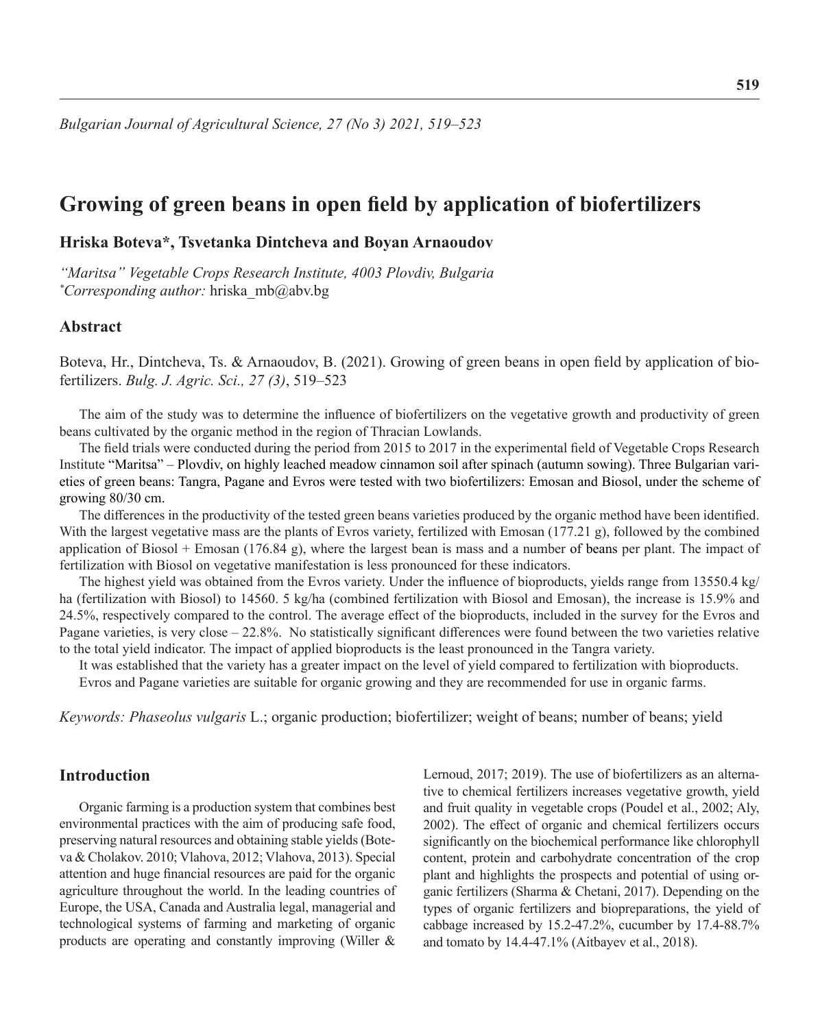# Growing of green beans in open field by application of biofertilizers

**Hriska Boteva\*, Tsvetanka Dintcheva and Boyan Arnaoudov**

*"Maritsa" Vegetable Crops Research Institute, 4003 Plovdiv, Bulgaria*
*\*Corresponding author:* hriska_mb@abv.bg

## Abstract

Boteva, Hr., Dintcheva, Ts. & Arnaoudov, B. (2021). Growing of green beans in open field by application of biofertilizers. *Bulg. J. Agric. Sci., 27 (3)*, 519–523

The aim of the study was to determine the influence of biofertilizers on the vegetative growth and productivity of green beans cultivated by the organic method in the region of Thracian Lowlands.

The field trials were conducted during the period from 2015 to 2017 in the experimental field of Vegetable Crops Research Institute "Maritsa" – Plovdiv, on highly leached meadow cinnamon soil after spinach (autumn sowing). Three Bulgarian varieties of green beans: Tangra, Pagane and Evros were tested with two biofertilizers: Emosan and Biosol, under the scheme of growing 80/30 cm.

The differences in the productivity of the tested green beans varieties produced by the organic method have been identified. With the largest vegetative mass are the plants of Evros variety, fertilized with Emosan (177.21 g), followed by the combined application of Biosol + Emosan (176.84 g), where the largest bean is mass and a number of beans per plant. The impact of fertilization with Biosol on vegetative manifestation is less pronounced for these indicators.

The highest yield was obtained from the Evros variety. Under the influence of bioproducts, yields range from 13550.4 kg/ha (fertilization with Biosol) to 14560. 5 kg/ha (combined fertilization with Biosol and Emosan), the increase is 15.9% and 24.5%, respectively compared to the control. The average effect of the bioproducts, included in the survey for the Evros and Pagane varieties, is very close – 22.8%. No statistically significant differences were found between the two varieties relative to the total yield indicator. The impact of applied bioproducts is the least pronounced in the Tangra variety.

It was established that the variety has a greater impact on the level of yield compared to fertilization with bioproducts.

Evros and Pagane varieties are suitable for organic growing and they are recommended for use in organic farms.

*Keywords: Phaseolus vulgaris* L.; organic production; biofertilizer; weight of beans; number of beans; yield

## Introduction

Organic farming is a production system that combines best environmental practices with the aim of producing safe food, preserving natural resources and obtaining stable yields (Boteva & Cholakov. 2010; Vlahova, 2012; Vlahova, 2013). Special attention and huge financial resources are paid for the organic agriculture throughout the world. In the leading countries of Europe, the USA, Canada and Australia legal, managerial and technological systems of farming and marketing of organic products are operating and constantly improving (Willer & Lernoud, 2017; 2019). The use of biofertilizers as an alternative to chemical fertilizers increases vegetative growth, yield and fruit quality in vegetable crops (Poudel et al., 2002; Aly, 2002). The effect of organic and chemical fertilizers occurs significantly on the biochemical performance like chlorophyll content, protein and carbohydrate concentration of the crop plant and highlights the prospects and potential of using organic fertilizers (Sharma & Chetani, 2017). Depending on the types of organic fertilizers and biopreparations, the yield of cabbage increased by 15.2-47.2%, cucumber by 17.4-88.7% and tomato by 14.4-47.1% (Aitbayev et al., 2018).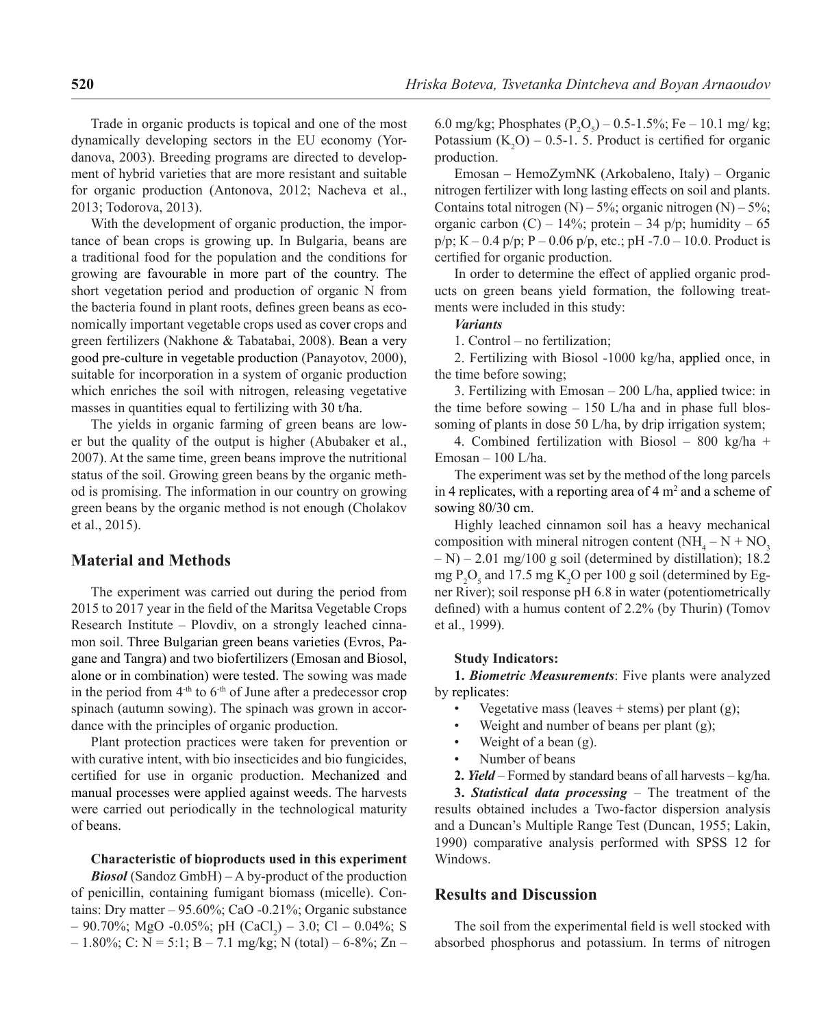Trade in organic products is topical and one of the most dynamically developing sectors in the EU economy (Yordanova, 2003). Breeding programs are directed to development of hybrid varieties that are more resistant and suitable for organic production (Antonova, 2012; Nacheva et al., 2013; Todorova, 2013).

With the development of organic production, the importance of bean crops is growing up. In Bulgaria, beans are a traditional food for the population and the conditions for growing are favourable in more part of the country. The short vegetation period and production of organic N from the bacteria found in plant roots, defines green beans as economically important vegetable crops used as cover crops and green fertilizers (Nakhone & Tabatabai, 2008). Bean a very good pre-culture in vegetable production (Panayotov, 2000), suitable for incorporation in a system of organic production which enriches the soil with nitrogen, releasing vegetative masses in quantities equal to fertilizing with 30 t/ha.

The yields in organic farming of green beans are lower but the quality of the output is higher (Abubaker et al., 2007). At the same time, green beans improve the nutritional status of the soil. Growing green beans by the organic method is promising. The information in our country on growing green beans by the organic method is not enough (Cholakov et al., 2015).

## Material and Methods

The experiment was carried out during the period from 2015 to 2017 year in the field of the Maritsa Vegetable Crops Research Institute – Plovdiv, on a strongly leached cinnamon soil. Three Bulgarian green beans varieties (Evros, Pagane and Tangra) and two biofertilizers (Emosan and Biosol, alone or in combination) were tested. The sowing was made in the period from 4[th] to 6[th] of June after a predecessor crop spinach (autumn sowing). The spinach was grown in accordance with the principles of organic production.

Plant protection practices were taken for prevention or with curative intent, with bio insecticides and bio fungicides, certified for use in organic production. Mechanized and manual processes were applied against weeds. The harvests were carried out periodically in the technological maturity of beans.

**Characteristic of bioproducts used in this experiment**

***Biosol*** (Sandoz GmbH) – A by-product of the production of penicillin, containing fumigant biomass (micelle). Contains: Dry matter – 95.60%; CaO -0.21%; Organic substance – 90.70%; MgO -0.05%; pH ($CaCl_2$) – 3.0; Cl – 0.04%; S – 1.80%; C: N = 5:1; B – 7.1 mg/kg; N (total) – 6-8%; Zn – 6.0 mg/kg; Phosphates ($P_2O_5$) – 0.5-1.5%; Fe – 10.1 mg/ kg; Potassium ($K_2O$) – 0.5-1. 5. Product is certified for organic production.

Emosan – HemoZymNK (Arkobaleno, Italy) – Organic nitrogen fertilizer with long lasting effects on soil and plants. Contains total nitrogen (N) – 5%; organic nitrogen (N) – 5%; organic carbon (C) – 14%; protein – 34 p/p; humidity – 65 p/p; K – 0.4 p/p; P – 0.06 p/p, etc.; pH -7.0 – 10.0. Product is certified for organic production.

In order to determine the effect of applied organic products on green beans yield formation, the following treatments were included in this study:

***Variants***

1. Control – no fertilization;
2. Fertilizing with Biosol -1000 kg/ha, applied once, in the time before sowing;
3. Fertilizing with Emosan – 200 L/ha, applied twice: in the time before sowing – 150 L/ha and in phase full blossoming of plants in dose 50 L/ha, by drip irrigation system;
4. Combined fertilization with Biosol – 800 kg/ha + Emosan – 100 L/ha.

The experiment was set by the method of the long parcels in 4 replicates, with a reporting area of 4 $m^2$ and a scheme of sowing 80/30 cm.

Highly leached cinnamon soil has a heavy mechanical composition with mineral nitrogen content ($NH_4 – N + NO_3 – N$) – 2.01 mg/100 g soil (determined by distillation); 18.2 mg $P_2O_5$ and 17.5 mg $K_2O$ per 100 g soil (determined by Egner River); soil response pH 6.8 in water (potentiometrically defined) with a humus content of 2.2% (by Thurin) (Tomov et al., 1999).

**Study Indicators:**

**1.** ***Biometric Measurements***: Five plants were analyzed by replicates:

- Vegetative mass (leaves + stems) per plant (g);
- Weight and number of beans per plant (g);
- Weight of a bean (g).
- Number of beans

**2.** ***Yield*** – Formed by standard beans of all harvests – kg/ha.

**3.** ***Statistical data processing*** – The treatment of the results obtained includes a Two-factor dispersion analysis and a Duncan's Multiple Range Test (Duncan, 1955; Lakin, 1990) comparative analysis performed with SPSS 12 for Windows.

## Results and Discussion

The soil from the experimental field is well stocked with absorbed phosphorus and potassium. In terms of nitrogen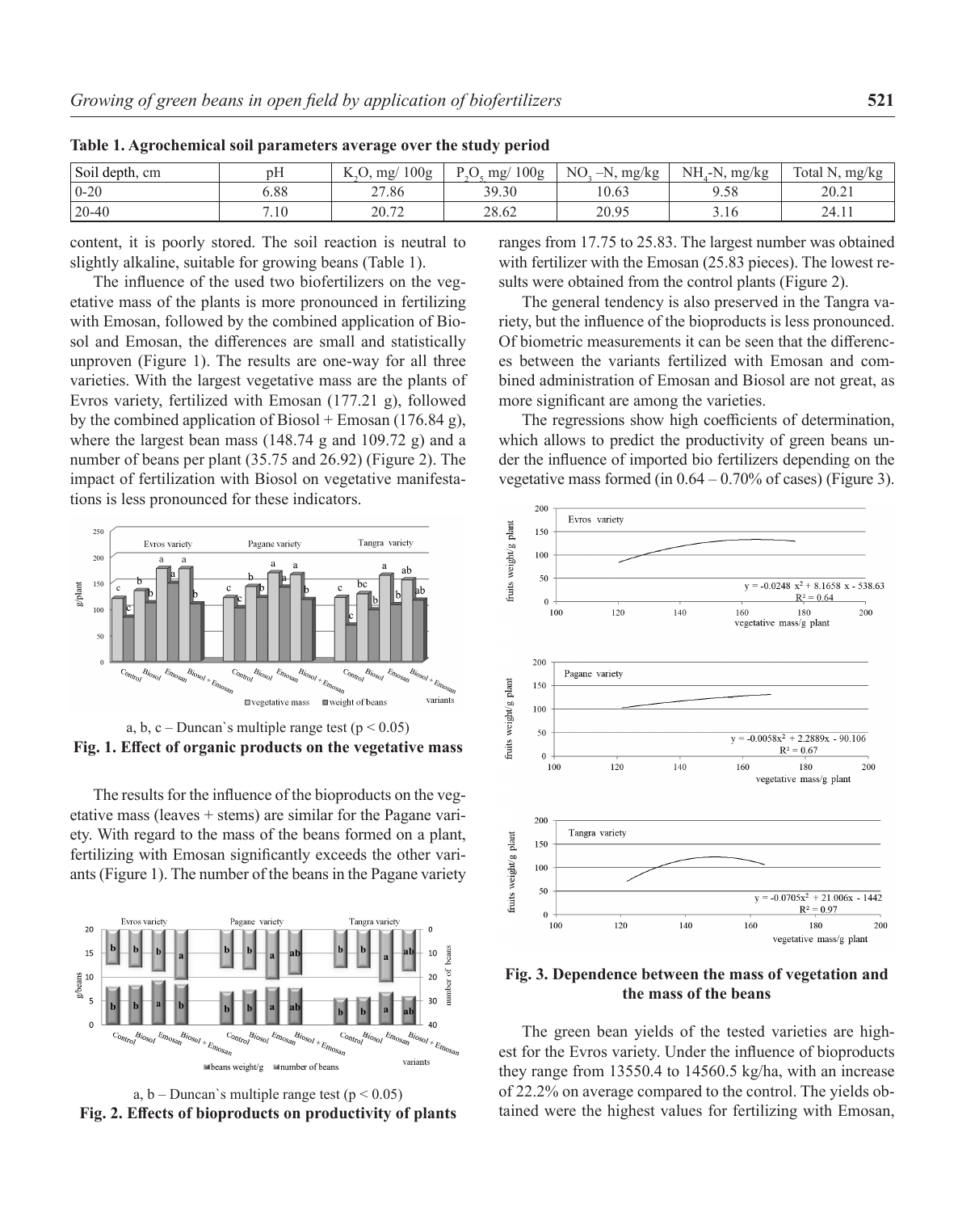**Table 1. Agrochemical soil parameters average over the study period**

| Soil depth, cm | pH | $K_2O$, mg/ 100g | $P_2O_5$ mg/ 100g | $NO_3$ –N, mg/kg | $NH_4$-N, mg/kg | Total N, mg/kg |
|---|---|---|---|---|---|---|
| 0-20 | 6.88 | 27.86 | 39.30 | 10.63 | 9.58 | 20.21 |
| 20-40 | 7.10 | 20.72 | 28.62 | 20.95 | 3.16 | 24.11 |

content, it is poorly stored. The soil reaction is neutral to slightly alkaline, suitable for growing beans (Table 1).

The influence of the used two biofertilizers on the vegetative mass of the plants is more pronounced in fertilizing with Emosan, followed by the combined application of Biosol and Emosan, the differences are small and statistically unproven (Figure 1). The results are one-way for all three varieties. With the largest vegetative mass are the plants of Evros variety, fertilized with Emosan (177.21 g), followed by the combined application of Biosol + Emosan (176.84 g), where the largest bean mass (148.74 g and 109.72 g) and a number of beans per plant (35.75 and 26.92) (Figure 2). The impact of fertilization with Biosol on vegetative manifestations is less pronounced for these indicators.

a, b, c – Duncan`s multiple range test ($p < 0.05$)

**Fig. 1. Effect of organic products on the vegetative mass**

The results for the influence of the bioproducts on the vegetative mass (leaves + stems) are similar for the Pagane variety. With regard to the mass of the beans formed on a plant, fertilizing with Emosan significantly exceeds the other variants (Figure 1). The number of the beans in the Pagane variety ranges from 17.75 to 25.83. The largest number was obtained with fertilizer with the Emosan (25.83 pieces). The lowest results were obtained from the control plants (Figure 2).

a, b – Duncan`s multiple range test ($p < 0.05$)

**Fig. 2. Effects of bioproducts on productivity of plants**

The general tendency is also preserved in the Tangra variety, but the influence of the bioproducts is less pronounced. Of biometric measurements it can be seen that the differences between the variants fertilized with Emosan and combined administration of Emosan and Biosol are not great, as more significant are among the varieties.

The regressions show high coefficients of determination, which allows to predict the productivity of green beans under the influence of imported bio fertilizers depending on the vegetative mass formed (in 0.64 – 0.70% of cases) (Figure 3).

Evros variety: $y = -0.0248\ x^2 + 8.1658\ x - 538.63$, $R^2 = 0.64$

Pagane variety: $y = -0.0058x^2 + 2.2889x - 90.106$, $R^2 = 0.67$

Tangra variety: $y = -0.0705x^2 + 21.006x - 1442$, $R^2 = 0.97$

**Fig. 3. Dependence between the mass of vegetation and the mass of the beans**

The green bean yields of the tested varieties are highest for the Evros variety. Under the influence of bioproducts they range from 13550.4 to 14560.5 kg/ha, with an increase of 22.2% on average compared to the control. The yields obtained were the highest values for fertilizing with Emosan,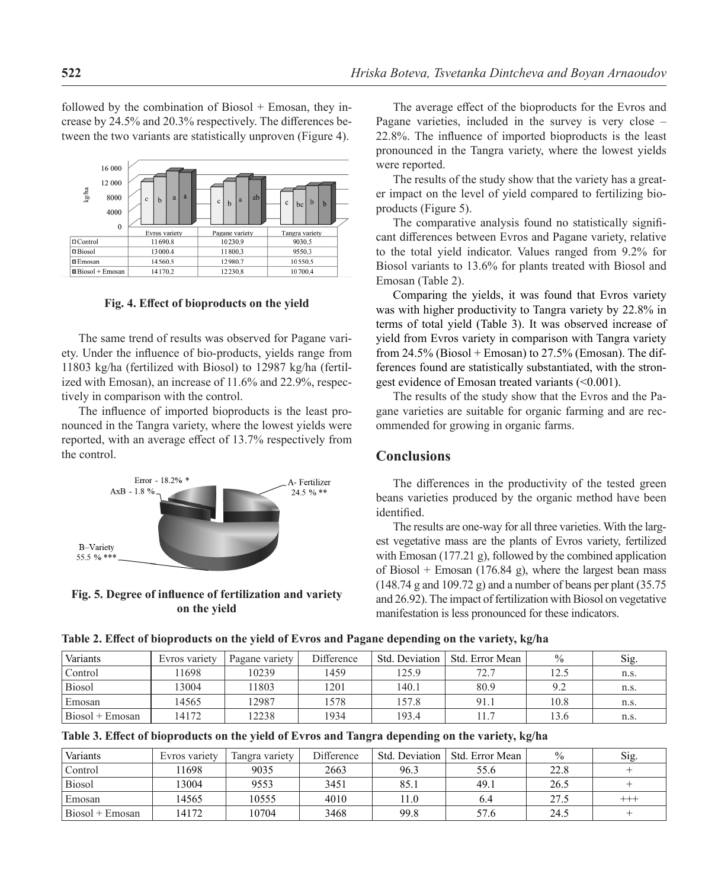followed by the combination of Biosol + Emosan, they increase by 24.5% and 20.3% respectively. The differences between the two variants are statistically unproven (Figure 4).

| | Evros variety | Pagane variety | Tangra variety |
|---|---|---|---|
| Control | 11690.8 | 10230.9 | 9030.5 |
| Biosol | 13000.4 | 11800.3 | 9550.3 |
| Emosan | 14560.5 | 12980.7 | 10550.5 |
| Biosol + Emosan | 14170.2 | 12230.8 | 10700.4 |

**Fig. 4. Effect of bioproducts on the yield**

The same trend of results was observed for Pagane variety. Under the influence of bio-products, yields range from 11803 kg/ha (fertilized with Biosol) to 12987 kg/ha (fertilized with Emosan), an increase of 11.6% and 22.9%, respectively in comparison with the control.

The influence of imported bioproducts is the least pronounced in the Tangra variety, where the lowest yields were reported, with an average effect of 13.7% respectively from the control.

**Fig. 5. Degree of influence of fertilization and variety on the yield**

The average effect of the bioproducts for the Evros and Pagane varieties, included in the survey is very close – 22.8%. The influence of imported bioproducts is the least pronounced in the Tangra variety, where the lowest yields were reported.

The results of the study show that the variety has a greater impact on the level of yield compared to fertilizing bioproducts (Figure 5).

The comparative analysis found no statistically significant differences between Evros and Pagane variety, relative to the total yield indicator. Values ranged from 9.2% for Biosol variants to 13.6% for plants treated with Biosol and Emosan (Table 2).

Comparing the yields, it was found that Evros variety was with higher productivity to Tangra variety by 22.8% in terms of total yield (Table 3). It was observed increase of yield from Evros variety in comparison with Tangra variety from 24.5% (Biosol + Emosan) to 27.5% (Emosan). The differences found are statistically substantiated, with the strongest evidence of Emosan treated variants (<0.001).

The results of the study show that the Evros and the Pagane varieties are suitable for organic farming and are recommended for growing in organic farms.

## Conclusions

The differences in the productivity of the tested green beans varieties produced by the organic method have been identified.

The results are one-way for all three varieties. With the largest vegetative mass are the plants of Evros variety, fertilized with Emosan (177.21 g), followed by the combined application of Biosol + Emosan (176.84 g), where the largest bean mass (148.74 g and 109.72 g) and a number of beans per plant (35.75 and 26.92). The impact of fertilization with Biosol on vegetative manifestation is less pronounced for these indicators.

**Table 2. Effect of bioproducts on the yield of Evros and Pagane depending on the variety, kg/ha**

| Variants | Evros variety | Pagane variety | Difference | Std. Deviation | Std. Error Mean | % | Sig. |
|---|---|---|---|---|---|---|---|
| Control | 11698 | 10239 | 1459 | 125.9 | 72.7 | 12.5 | n.s. |
| Biosol | 13004 | 11803 | 1201 | 140.1 | 80.9 | 9.2 | n.s. |
| Emosan | 14565 | 12987 | 1578 | 157.8 | 91.1 | 10.8 | n.s. |
| Biosol + Emosan | 14172 | 12238 | 1934 | 193.4 | 11.7 | 13.6 | n.s. |

**Table 3. Effect of bioproducts on the yield of Evros and Tangra depending on the variety, kg/ha**

| Variants | Evros variety | Tangra variety | Difference | Std. Deviation | Std. Error Mean | % | Sig. |
|---|---|---|---|---|---|---|---|
| Control | 11698 | 9035 | 2663 | 96.3 | 55.6 | 22.8 | + |
| Biosol | 13004 | 9553 | 3451 | 85.1 | 49.1 | 26.5 | + |
| Emosan | 14565 | 10555 | 4010 | 11.0 | 6.4 | 27.5 | +++ |
| Biosol + Emosan | 14172 | 10704 | 3468 | 99.8 | 57.6 | 24.5 | + |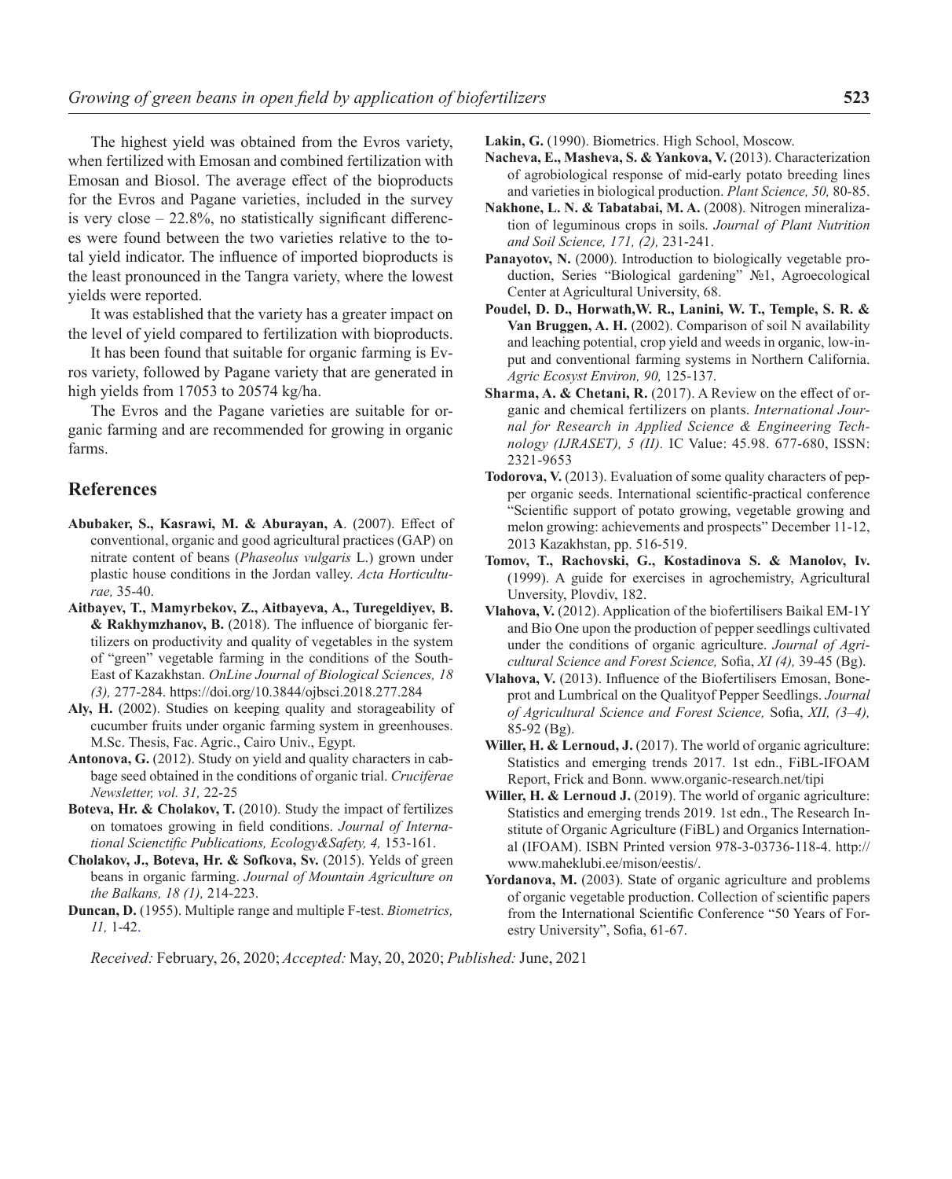The highest yield was obtained from the Evros variety, when fertilized with Emosan and combined fertilization with Emosan and Biosol. The average effect of the bioproducts for the Evros and Pagane varieties, included in the survey is very close – 22.8%, no statistically significant differences were found between the two varieties relative to the total yield indicator. The influence of imported bioproducts is the least pronounced in the Tangra variety, where the lowest yields were reported.

It was established that the variety has a greater impact on the level of yield compared to fertilization with bioproducts.

It has been found that suitable for organic farming is Evros variety, followed by Pagane variety that are generated in high yields from 17053 to 20574 kg/ha.

The Evros and the Pagane varieties are suitable for organic farming and are recommended for growing in organic farms.

## References

**Abubaker, S., Kasrawi, M. & Aburayan, A**. (2007). Effect of conventional, organic and good agricultural practices (GAP) on nitrate content of beans (*Phaseolus vulgaris* L.) grown under plastic house conditions in the Jordan valley. *Acta Horticulturae,* 35-40.

**Aitbayev, T., Mamyrbekov, Z., Aitbayeva, A., Turegeldiyev, B. & Rakhymzhanov, B.** (2018). The influence of biorganic fertilizers on productivity and quality of vegetables in the system of "green" vegetable farming in the conditions of the South-East of Kazakhstan. *OnLine Journal of Biological Sciences, 18 (3),* 277-284. https://doi.org/10.3844/ojbsci.2018.277.284

**Aly, H.** (2002). Studies on keeping quality and storageability of cucumber fruits under organic farming system in greenhouses. M.Sc. Thesis, Fac. Agric., Cairo Univ., Egypt.

**Antonova, G.** (2012). Study on yield and quality characters in cabbage seed obtained in the conditions of organic trial. *Cruciferae Newsletter, vol. 31,* 22-25

**Boteva, Hr. & Cholakov, T.** (2010). Study the impact of fertilizes on tomatoes growing in field conditions. *Journal of International Scienctific Publications, Ecology&Safety, 4,* 153-161.

**Cholakov, J., Boteva, Hr. & Sofkova, Sv.** (2015). Yelds of green beans in organic farming. *Journal of Mountain Agriculture on the Balkans, 18 (1),* 214-223.

**Duncan, D.** (1955). Multiple range and multiple F-test. *Biometrics, 11,* 1-42.

**Lakin, G.** (1990). Biometrics. High School, Moscow.

**Nacheva, E., Masheva, S. & Yankova, V.** (2013). Characterization of agrobiological response of mid-early potato breeding lines and varieties in biological production. *Plant Science, 50,* 80-85.

**Nakhone, L. N. & Tabatabai, M. A.** (2008). Nitrogen mineralization of leguminous crops in soils. *Journal of Plant Nutrition and Soil Science, 171, (2),* 231-241.

**Panayotov, N.** (2000). Introduction to biologically vegetable production, Series "Biological gardening" №1, Agroecological Center at Agricultural University, 68.

**Poudel, D. D., Horwath,W. R., Lanini, W. T., Temple, S. R. & Van Bruggen, A. H.** (2002). Comparison of soil N availability and leaching potential, crop yield and weeds in organic, low-input and conventional farming systems in Northern California. *Agric Ecosyst Environ, 90,* 125-137.

**Sharma, A. & Chetani, R.** (2017). A Review on the effect of organic and chemical fertilizers on plants. *International Journal for Research in Applied Science & Engineering Technology (IJRASET), 5 (II).* IC Value: 45.98. 677-680, ISSN: 2321-9653

**Todorova, V.** (2013). Evaluation of some quality characters of pepper organic seeds. International scientific-practical conference "Scientific support of potato growing, vegetable growing and melon growing: achievements and prospects" December 11-12, 2013 Kazakhstan, pp. 516-519.

**Tomov, T., Rachovski, G., Kostadinova S. & Manolov, Iv.** (1999). A guide for exercises in agrochemistry, Agricultural Unversity, Plovdiv, 182.

**Vlahova, V.** (2012). Application of the biofertilisers Baikal EM-1Y and Bio One upon the production of pepper seedlings cultivated under the conditions of organic agriculture. *Journal of Agricultural Science and Forest Science,* Sofia, *XI (4),* 39-45 (Bg).

**Vlahova, V.** (2013). Influence of the Biofertilisers Emosan, Boneprot and Lumbrical on the Qualityof Pepper Seedlings. *Journal of Agricultural Science and Forest Science,* Sofia, *XII, (3–4),* 85-92 (Bg).

**Willer, H. & Lernoud, J.** (2017). The world of organic agriculture: Statistics and emerging trends 2017. 1st edn., FiBL-IFOAM Report, Frick and Bonn. www.organic-research.net/tipi

**Willer, H. & Lernoud J.** (2019). The world of organic agriculture: Statistics and emerging trends 2019. 1st edn., The Research Institute of Organic Agriculture (FiBL) and Organics International (IFOAM). ISBN Printed version 978-3-03736-118-4. http://www.maheklubi.ee/mison/eestis/.

**Yordanova, M.** (2003). State of organic agriculture and problems of organic vegetable production. Collection of scientific papers from the International Scientific Conference "50 Years of Forestry University", Sofia, 61-67.

*Received:* February, 26, 2020; *Accepted:* May, 20, 2020; *Published:* June, 2021